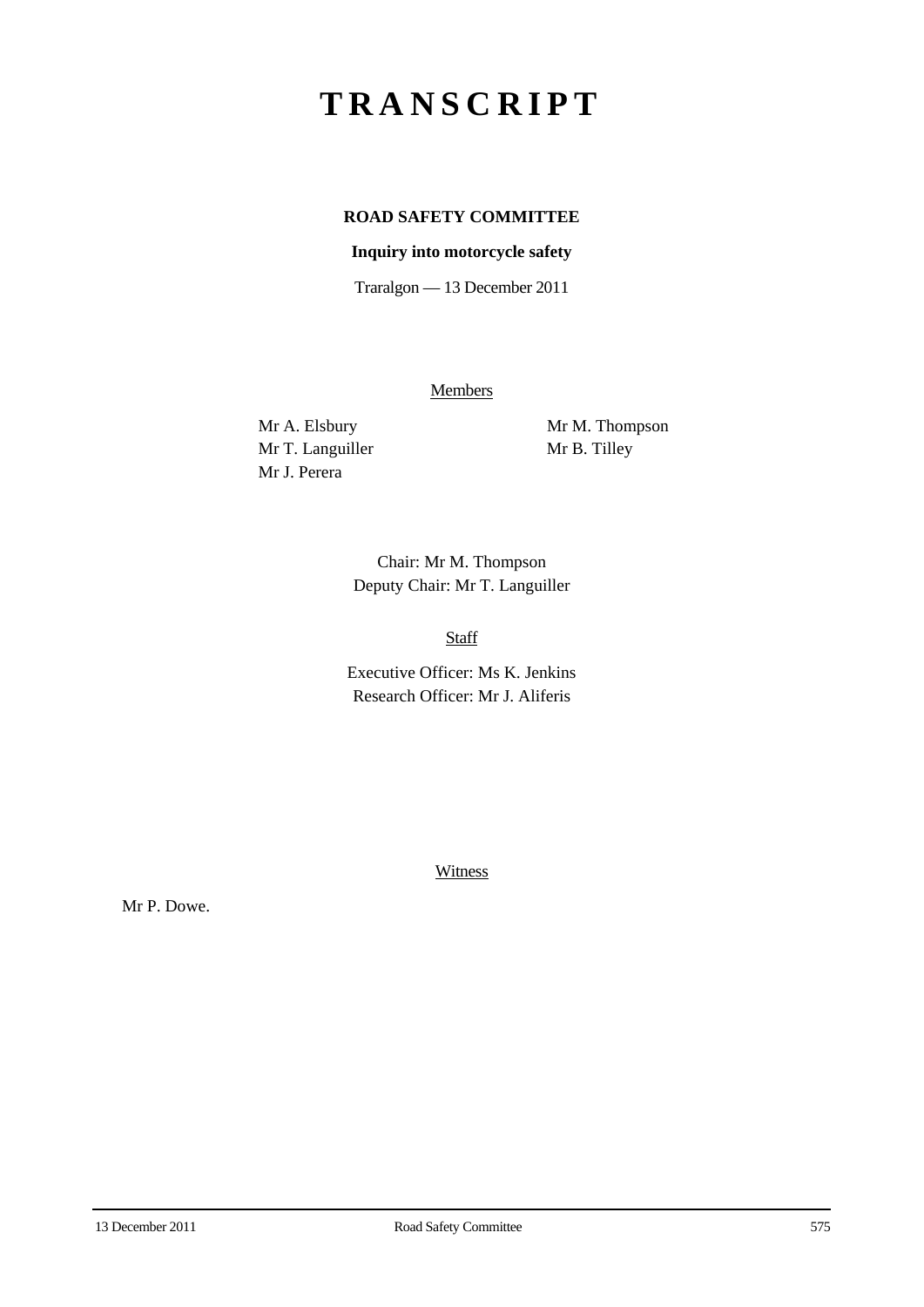# TRANSCRIPT

**ROAD SAFETY COMMITTEE**

**Inquiry into motorcycle safety**

Traralgon — 13 December 2011

Members

Mr A. Elsbury
Mr T. Languiller
Mr J. Perera
Mr M. Thompson
Mr B. Tilley

Chair: Mr M. Thompson
Deputy Chair: Mr T. Languiller

Staff

Executive Officer: Ms K. Jenkins
Research Officer: Mr J. Aliferis

Witness

Mr P. Dowe.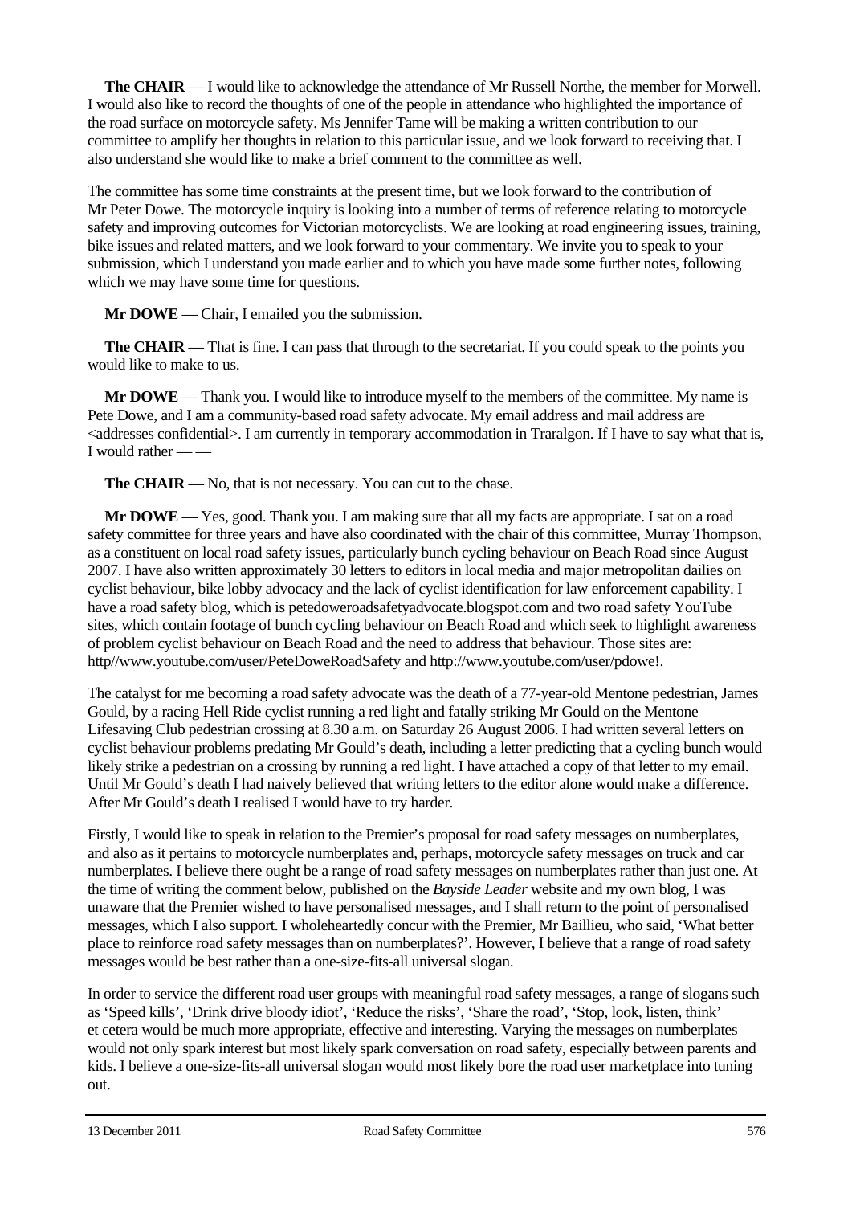**The CHAIR** — I would like to acknowledge the attendance of Mr Russell Northe, the member for Morwell. I would also like to record the thoughts of one of the people in attendance who highlighted the importance of the road surface on motorcycle safety. Ms Jennifer Tame will be making a written contribution to our committee to amplify her thoughts in relation to this particular issue, and we look forward to receiving that. I also understand she would like to make a brief comment to the committee as well.

The committee has some time constraints at the present time, but we look forward to the contribution of Mr Peter Dowe. The motorcycle inquiry is looking into a number of terms of reference relating to motorcycle safety and improving outcomes for Victorian motorcyclists. We are looking at road engineering issues, training, bike issues and related matters, and we look forward to your commentary. We invite you to speak to your submission, which I understand you made earlier and to which you have made some further notes, following which we may have some time for questions.

**Mr DOWE** — Chair, I emailed you the submission.

**The CHAIR** — That is fine. I can pass that through to the secretariat. If you could speak to the points you would like to make to us.

**Mr DOWE** — Thank you. I would like to introduce myself to the members of the committee. My name is Pete Dowe, and I am a community-based road safety advocate. My email address and mail address are <addresses confidential>. I am currently in temporary accommodation in Traralgon. If I have to say what that is, I would rather — —

**The CHAIR** — No, that is not necessary. You can cut to the chase.

**Mr DOWE** — Yes, good. Thank you. I am making sure that all my facts are appropriate. I sat on a road safety committee for three years and have also coordinated with the chair of this committee, Murray Thompson, as a constituent on local road safety issues, particularly bunch cycling behaviour on Beach Road since August 2007. I have also written approximately 30 letters to editors in local media and major metropolitan dailies on cyclist behaviour, bike lobby advocacy and the lack of cyclist identification for law enforcement capability. I have a road safety blog, which is petedoweroadsafetyadvocate.blogspot.com and two road safety YouTube sites, which contain footage of bunch cycling behaviour on Beach Road and which seek to highlight awareness of problem cyclist behaviour on Beach Road and the need to address that behaviour. Those sites are: http//www.youtube.com/user/PeteDoweRoadSafety and http://www.youtube.com/user/pdowe!.

The catalyst for me becoming a road safety advocate was the death of a 77-year-old Mentone pedestrian, James Gould, by a racing Hell Ride cyclist running a red light and fatally striking Mr Gould on the Mentone Lifesaving Club pedestrian crossing at 8.30 a.m. on Saturday 26 August 2006. I had written several letters on cyclist behaviour problems predating Mr Gould's death, including a letter predicting that a cycling bunch would likely strike a pedestrian on a crossing by running a red light. I have attached a copy of that letter to my email. Until Mr Gould's death I had naively believed that writing letters to the editor alone would make a difference. After Mr Gould's death I realised I would have to try harder.

Firstly, I would like to speak in relation to the Premier's proposal for road safety messages on numberplates, and also as it pertains to motorcycle numberplates and, perhaps, motorcycle safety messages on truck and car numberplates. I believe there ought be a range of road safety messages on numberplates rather than just one. At the time of writing the comment below, published on the *Bayside Leader* website and my own blog, I was unaware that the Premier wished to have personalised messages, and I shall return to the point of personalised messages, which I also support. I wholeheartedly concur with the Premier, Mr Baillieu, who said, 'What better place to reinforce road safety messages than on numberplates?'. However, I believe that a range of road safety messages would be best rather than a one-size-fits-all universal slogan.

In order to service the different road user groups with meaningful road safety messages, a range of slogans such as 'Speed kills', 'Drink drive bloody idiot', 'Reduce the risks', 'Share the road', 'Stop, look, listen, think' et cetera would be much more appropriate, effective and interesting. Varying the messages on numberplates would not only spark interest but most likely spark conversation on road safety, especially between parents and kids. I believe a one-size-fits-all universal slogan would most likely bore the road user marketplace into tuning out.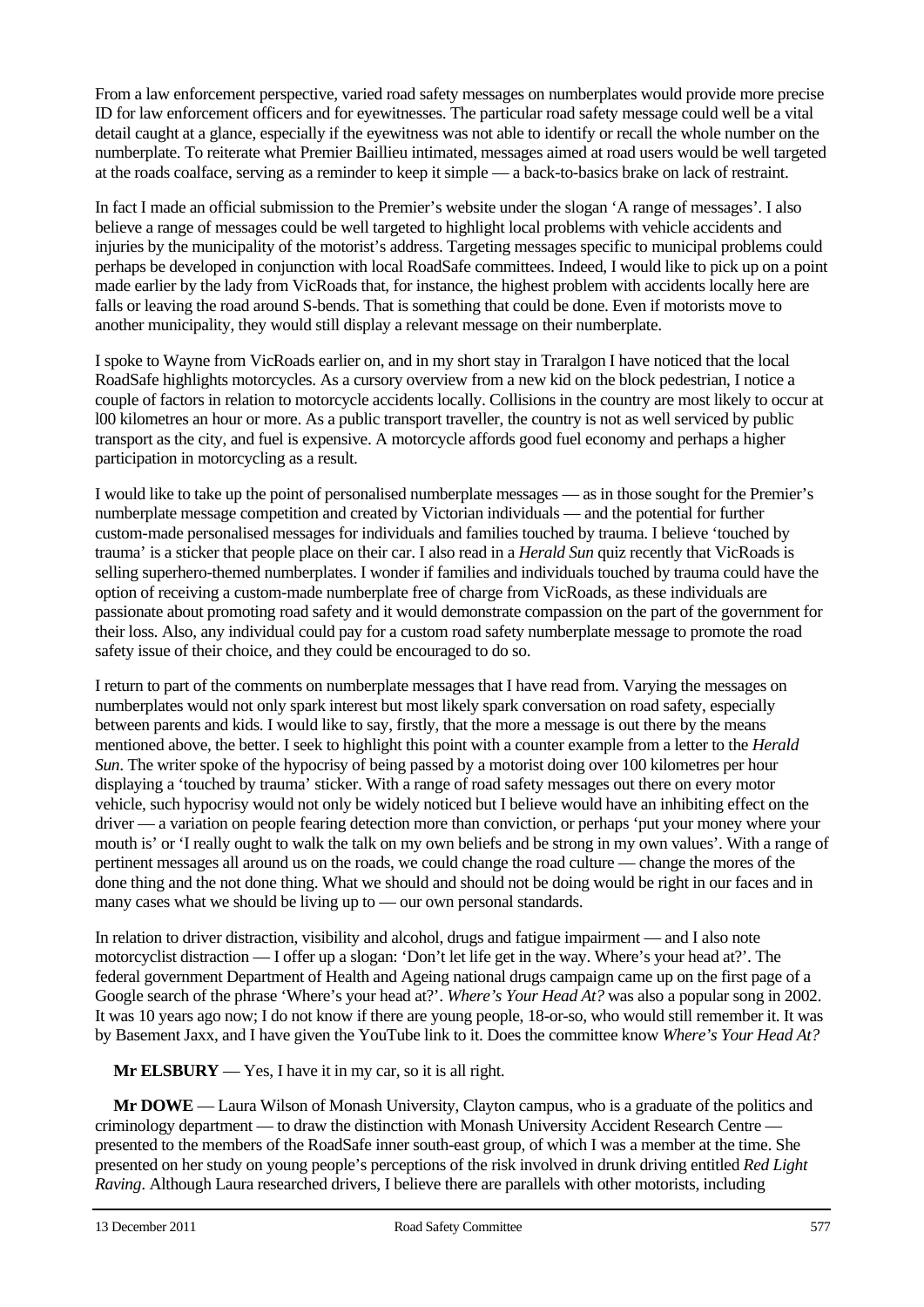From a law enforcement perspective, varied road safety messages on numberplates would provide more precise ID for law enforcement officers and for eyewitnesses. The particular road safety message could well be a vital detail caught at a glance, especially if the eyewitness was not able to identify or recall the whole number on the numberplate. To reiterate what Premier Baillieu intimated, messages aimed at road users would be well targeted at the roads coalface, serving as a reminder to keep it simple — a back-to-basics brake on lack of restraint.

In fact I made an official submission to the Premier's website under the slogan 'A range of messages'. I also believe a range of messages could be well targeted to highlight local problems with vehicle accidents and injuries by the municipality of the motorist's address. Targeting messages specific to municipal problems could perhaps be developed in conjunction with local RoadSafe committees. Indeed, I would like to pick up on a point made earlier by the lady from VicRoads that, for instance, the highest problem with accidents locally here are falls or leaving the road around S-bends. That is something that could be done. Even if motorists move to another municipality, they would still display a relevant message on their numberplate.

I spoke to Wayne from VicRoads earlier on, and in my short stay in Traralgon I have noticed that the local RoadSafe highlights motorcycles. As a cursory overview from a new kid on the block pedestrian, I notice a couple of factors in relation to motorcycle accidents locally. Collisions in the country are most likely to occur at l00 kilometres an hour or more. As a public transport traveller, the country is not as well serviced by public transport as the city, and fuel is expensive. A motorcycle affords good fuel economy and perhaps a higher participation in motorcycling as a result.

I would like to take up the point of personalised numberplate messages — as in those sought for the Premier's numberplate message competition and created by Victorian individuals — and the potential for further custom-made personalised messages for individuals and families touched by trauma. I believe 'touched by trauma' is a sticker that people place on their car. I also read in a *Herald Sun* quiz recently that VicRoads is selling superhero-themed numberplates. I wonder if families and individuals touched by trauma could have the option of receiving a custom-made numberplate free of charge from VicRoads, as these individuals are passionate about promoting road safety and it would demonstrate compassion on the part of the government for their loss. Also, any individual could pay for a custom road safety numberplate message to promote the road safety issue of their choice, and they could be encouraged to do so.

I return to part of the comments on numberplate messages that I have read from. Varying the messages on numberplates would not only spark interest but most likely spark conversation on road safety, especially between parents and kids. I would like to say, firstly, that the more a message is out there by the means mentioned above, the better. I seek to highlight this point with a counter example from a letter to the *Herald Sun*. The writer spoke of the hypocrisy of being passed by a motorist doing over 100 kilometres per hour displaying a 'touched by trauma' sticker. With a range of road safety messages out there on every motor vehicle, such hypocrisy would not only be widely noticed but I believe would have an inhibiting effect on the driver — a variation on people fearing detection more than conviction, or perhaps 'put your money where your mouth is' or 'I really ought to walk the talk on my own beliefs and be strong in my own values'. With a range of pertinent messages all around us on the roads, we could change the road culture — change the mores of the done thing and the not done thing. What we should and should not be doing would be right in our faces and in many cases what we should be living up to — our own personal standards.

In relation to driver distraction, visibility and alcohol, drugs and fatigue impairment — and I also note motorcyclist distraction — I offer up a slogan: 'Don't let life get in the way. Where's your head at?'. The federal government Department of Health and Ageing national drugs campaign came up on the first page of a Google search of the phrase 'Where's your head at?'. *Where's Your Head At?* was also a popular song in 2002. It was 10 years ago now; I do not know if there are young people, 18-or-so, who would still remember it. It was by Basement Jaxx, and I have given the YouTube link to it. Does the committee know *Where's Your Head At?*

**Mr ELSBURY** — Yes, I have it in my car, so it is all right.

**Mr DOWE** — Laura Wilson of Monash University, Clayton campus, who is a graduate of the politics and criminology department — to draw the distinction with Monash University Accident Research Centre — presented to the members of the RoadSafe inner south-east group, of which I was a member at the time. She presented on her study on young people's perceptions of the risk involved in drunk driving entitled *Red Light Raving*. Although Laura researched drivers, I believe there are parallels with other motorists, including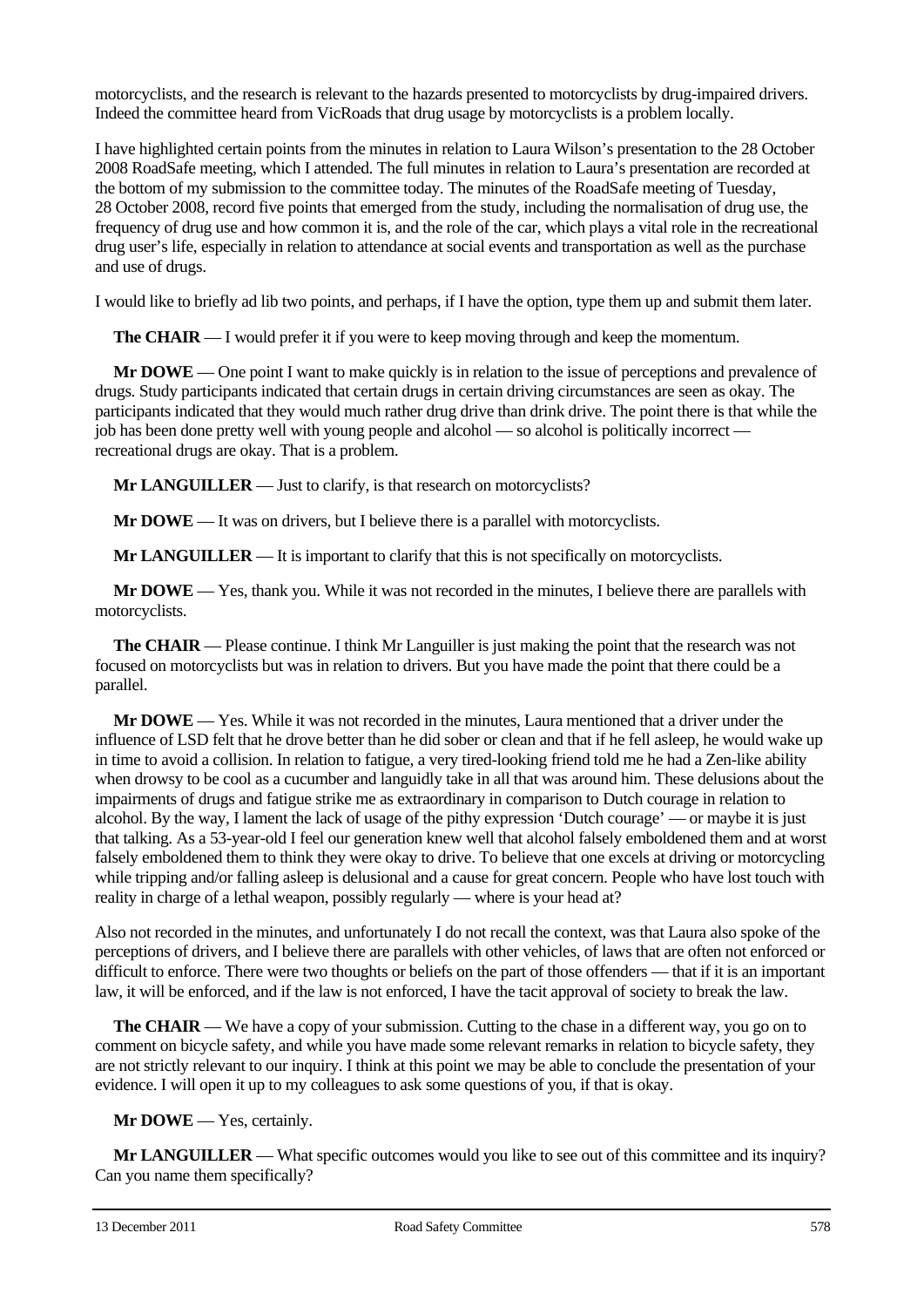motorcyclists, and the research is relevant to the hazards presented to motorcyclists by drug-impaired drivers. Indeed the committee heard from VicRoads that drug usage by motorcyclists is a problem locally.

I have highlighted certain points from the minutes in relation to Laura Wilson's presentation to the 28 October 2008 RoadSafe meeting, which I attended. The full minutes in relation to Laura's presentation are recorded at the bottom of my submission to the committee today. The minutes of the RoadSafe meeting of Tuesday, 28 October 2008, record five points that emerged from the study, including the normalisation of drug use, the frequency of drug use and how common it is, and the role of the car, which plays a vital role in the recreational drug user's life, especially in relation to attendance at social events and transportation as well as the purchase and use of drugs.

I would like to briefly ad lib two points, and perhaps, if I have the option, type them up and submit them later.

**The CHAIR** — I would prefer it if you were to keep moving through and keep the momentum.

**Mr DOWE** — One point I want to make quickly is in relation to the issue of perceptions and prevalence of drugs. Study participants indicated that certain drugs in certain driving circumstances are seen as okay. The participants indicated that they would much rather drug drive than drink drive. The point there is that while the job has been done pretty well with young people and alcohol — so alcohol is politically incorrect — recreational drugs are okay. That is a problem.

**Mr LANGUILLER** — Just to clarify, is that research on motorcyclists?

**Mr DOWE** — It was on drivers, but I believe there is a parallel with motorcyclists.

**Mr LANGUILLER** — It is important to clarify that this is not specifically on motorcyclists.

**Mr DOWE** — Yes, thank you. While it was not recorded in the minutes, I believe there are parallels with motorcyclists.

**The CHAIR** — Please continue. I think Mr Languiller is just making the point that the research was not focused on motorcyclists but was in relation to drivers. But you have made the point that there could be a parallel.

**Mr DOWE** — Yes. While it was not recorded in the minutes, Laura mentioned that a driver under the influence of LSD felt that he drove better than he did sober or clean and that if he fell asleep, he would wake up in time to avoid a collision. In relation to fatigue, a very tired-looking friend told me he had a Zen-like ability when drowsy to be cool as a cucumber and languidly take in all that was around him. These delusions about the impairments of drugs and fatigue strike me as extraordinary in comparison to Dutch courage in relation to alcohol. By the way, I lament the lack of usage of the pithy expression 'Dutch courage' — or maybe it is just that talking. As a 53-year-old I feel our generation knew well that alcohol falsely emboldened them and at worst falsely emboldened them to think they were okay to drive. To believe that one excels at driving or motorcycling while tripping and/or falling asleep is delusional and a cause for great concern. People who have lost touch with reality in charge of a lethal weapon, possibly regularly — where is your head at?

Also not recorded in the minutes, and unfortunately I do not recall the context, was that Laura also spoke of the perceptions of drivers, and I believe there are parallels with other vehicles, of laws that are often not enforced or difficult to enforce. There were two thoughts or beliefs on the part of those offenders — that if it is an important law, it will be enforced, and if the law is not enforced, I have the tacit approval of society to break the law.

**The CHAIR** — We have a copy of your submission. Cutting to the chase in a different way, you go on to comment on bicycle safety, and while you have made some relevant remarks in relation to bicycle safety, they are not strictly relevant to our inquiry. I think at this point we may be able to conclude the presentation of your evidence. I will open it up to my colleagues to ask some questions of you, if that is okay.

**Mr DOWE** — Yes, certainly.

**Mr LANGUILLER** — What specific outcomes would you like to see out of this committee and its inquiry? Can you name them specifically?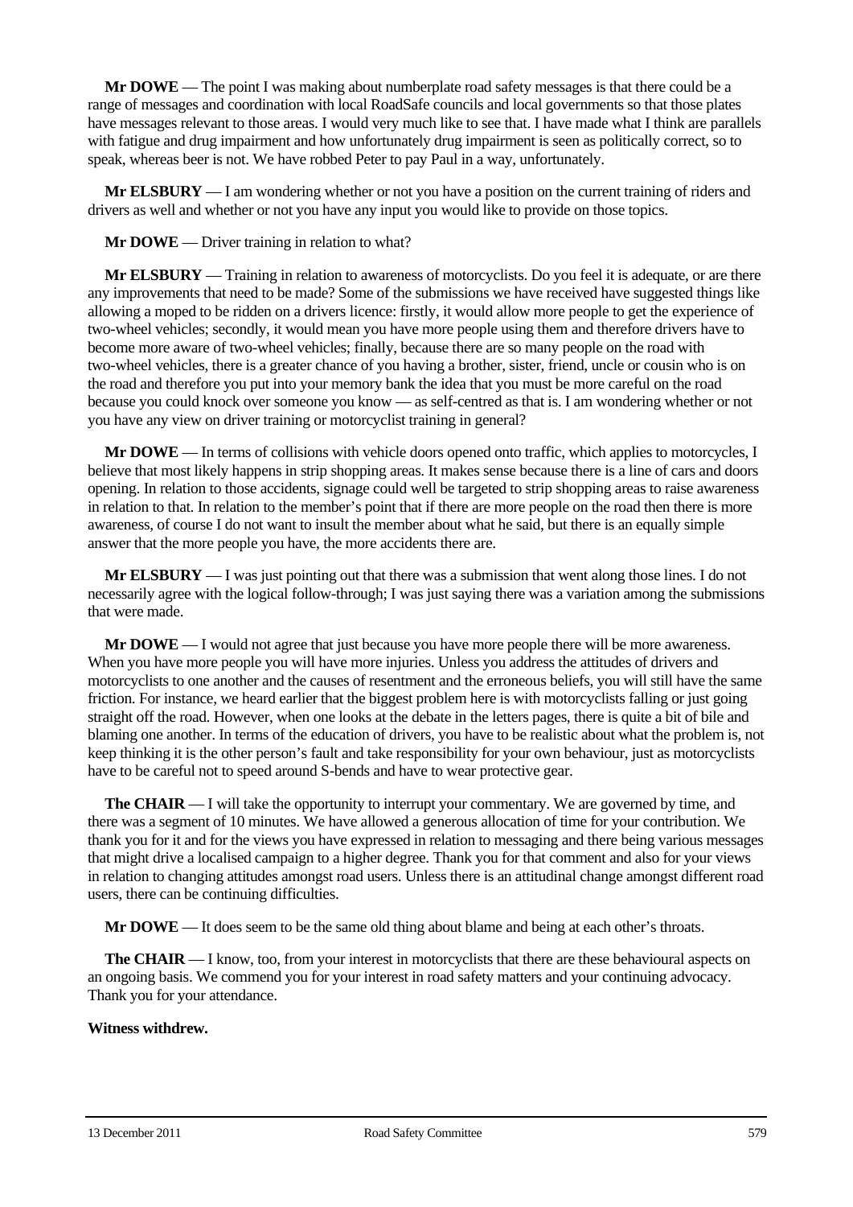**Mr DOWE** — The point I was making about numberplate road safety messages is that there could be a range of messages and coordination with local RoadSafe councils and local governments so that those plates have messages relevant to those areas. I would very much like to see that. I have made what I think are parallels with fatigue and drug impairment and how unfortunately drug impairment is seen as politically correct, so to speak, whereas beer is not. We have robbed Peter to pay Paul in a way, unfortunately.

**Mr ELSBURY** — I am wondering whether or not you have a position on the current training of riders and drivers as well and whether or not you have any input you would like to provide on those topics.

**Mr DOWE** — Driver training in relation to what?

**Mr ELSBURY** — Training in relation to awareness of motorcyclists. Do you feel it is adequate, or are there any improvements that need to be made? Some of the submissions we have received have suggested things like allowing a moped to be ridden on a drivers licence: firstly, it would allow more people to get the experience of two-wheel vehicles; secondly, it would mean you have more people using them and therefore drivers have to become more aware of two-wheel vehicles; finally, because there are so many people on the road with two-wheel vehicles, there is a greater chance of you having a brother, sister, friend, uncle or cousin who is on the road and therefore you put into your memory bank the idea that you must be more careful on the road because you could knock over someone you know — as self-centred as that is. I am wondering whether or not you have any view on driver training or motorcyclist training in general?

**Mr DOWE** — In terms of collisions with vehicle doors opened onto traffic, which applies to motorcycles, I believe that most likely happens in strip shopping areas. It makes sense because there is a line of cars and doors opening. In relation to those accidents, signage could well be targeted to strip shopping areas to raise awareness in relation to that. In relation to the member's point that if there are more people on the road then there is more awareness, of course I do not want to insult the member about what he said, but there is an equally simple answer that the more people you have, the more accidents there are.

**Mr ELSBURY** — I was just pointing out that there was a submission that went along those lines. I do not necessarily agree with the logical follow-through; I was just saying there was a variation among the submissions that were made.

**Mr DOWE** — I would not agree that just because you have more people there will be more awareness. When you have more people you will have more injuries. Unless you address the attitudes of drivers and motorcyclists to one another and the causes of resentment and the erroneous beliefs, you will still have the same friction. For instance, we heard earlier that the biggest problem here is with motorcyclists falling or just going straight off the road. However, when one looks at the debate in the letters pages, there is quite a bit of bile and blaming one another. In terms of the education of drivers, you have to be realistic about what the problem is, not keep thinking it is the other person's fault and take responsibility for your own behaviour, just as motorcyclists have to be careful not to speed around S-bends and have to wear protective gear.

**The CHAIR** — I will take the opportunity to interrupt your commentary. We are governed by time, and there was a segment of 10 minutes. We have allowed a generous allocation of time for your contribution. We thank you for it and for the views you have expressed in relation to messaging and there being various messages that might drive a localised campaign to a higher degree. Thank you for that comment and also for your views in relation to changing attitudes amongst road users. Unless there is an attitudinal change amongst different road users, there can be continuing difficulties.

**Mr DOWE** — It does seem to be the same old thing about blame and being at each other's throats.

**The CHAIR** — I know, too, from your interest in motorcyclists that there are these behavioural aspects on an ongoing basis. We commend you for your interest in road safety matters and your continuing advocacy. Thank you for your attendance.

**Witness withdrew.**